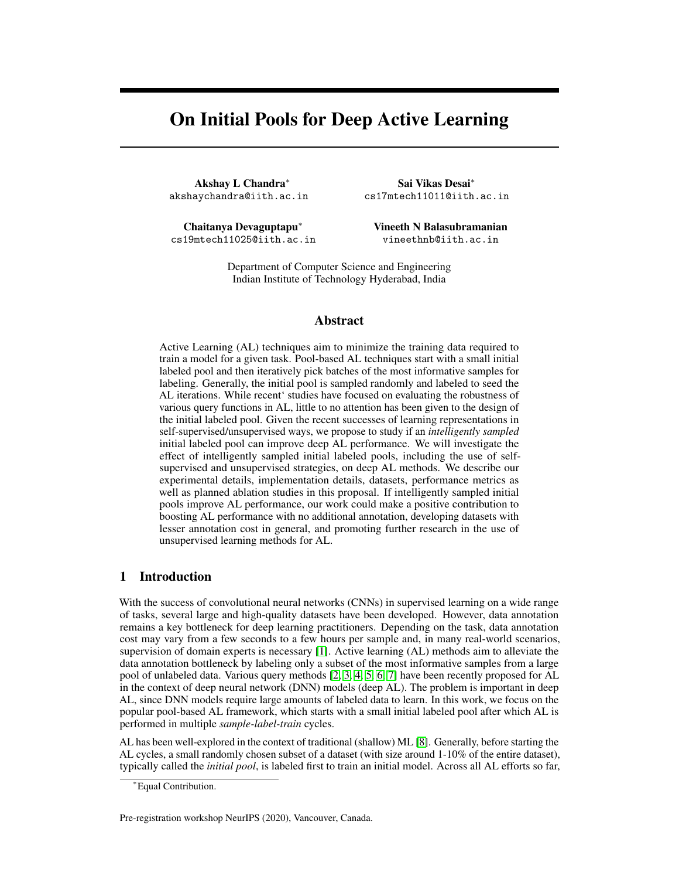# On Initial Pools for Deep Active Learning

**Akshay L Chandra***
akshaychandra@iith.ac.in

**Sai Vikas Desai***
cs17mtech11011@iith.ac.in

**Chaitanya Devaguptapu***
cs19mtech11025@iith.ac.in

**Vineeth N Balasubramanian**
vineethnb@iith.ac.in

Department of Computer Science and Engineering
Indian Institute of Technology Hyderabad, India

## Abstract

Active Learning (AL) techniques aim to minimize the training data required to train a model for a given task. Pool-based AL techniques start with a small initial labeled pool and then iteratively pick batches of the most informative samples for labeling. Generally, the initial pool is sampled randomly and labeled to seed the AL iterations. While recent' studies have focused on evaluating the robustness of various query functions in AL, little to no attention has been given to the design of the initial labeled pool. Given the recent successes of learning representations in self-supervised/unsupervised ways, we propose to study if an *intelligently sampled* initial labeled pool can improve deep AL performance. We will investigate the effect of intelligently sampled initial labeled pools, including the use of self-supervised and unsupervised strategies, on deep AL methods. We describe our experimental details, implementation details, datasets, performance metrics as well as planned ablation studies in this proposal. If intelligently sampled initial pools improve AL performance, our work could make a positive contribution to boosting AL performance with no additional annotation, developing datasets with lesser annotation cost in general, and promoting further research in the use of unsupervised learning methods for AL.

## 1 Introduction

With the success of convolutional neural networks (CNNs) in supervised learning on a wide range of tasks, several large and high-quality datasets have been developed. However, data annotation remains a key bottleneck for deep learning practitioners. Depending on the task, data annotation cost may vary from a few seconds to a few hours per sample and, in many real-world scenarios, supervision of domain experts is necessary [1]. Active learning (AL) methods aim to alleviate the data annotation bottleneck by labeling only a subset of the most informative samples from a large pool of unlabeled data. Various query methods [2, 3, 4, 5, 6, 7] have been recently proposed for AL in the context of deep neural network (DNN) models (deep AL). The problem is important in deep AL, since DNN models require large amounts of labeled data to learn. In this work, we focus on the popular pool-based AL framework, which starts with a small initial labeled pool after which AL is performed in multiple *sample-label-train* cycles.

AL has been well-explored in the context of traditional (shallow) ML [8]. Generally, before starting the AL cycles, a small randomly chosen subset of a dataset (with size around 1-10% of the entire dataset), typically called the *initial pool*, is labeled first to train an initial model. Across all AL efforts so far,

*Equal Contribution.

Pre-registration workshop NeurIPS (2020), Vancouver, Canada.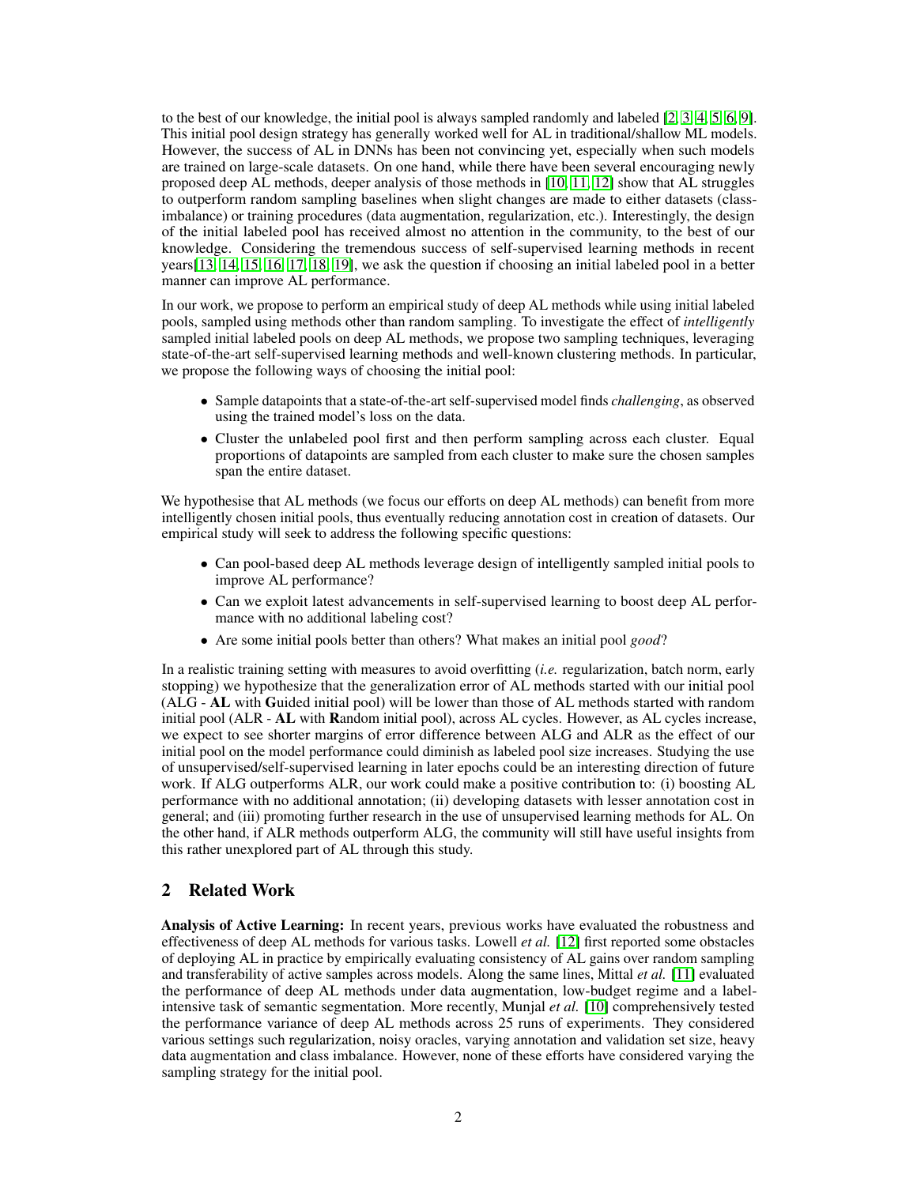to the best of our knowledge, the initial pool is always sampled randomly and labeled [2, 3, 4, 5, 6, 9]. This initial pool design strategy has generally worked well for AL in traditional/shallow ML models. However, the success of AL in DNNs has been not convincing yet, especially when such models are trained on large-scale datasets. On one hand, while there have been several encouraging newly proposed deep AL methods, deeper analysis of those methods in [10, 11, 12] show that AL struggles to outperform random sampling baselines when slight changes are made to either datasets (class-imbalance) or training procedures (data augmentation, regularization, etc.). Interestingly, the design of the initial labeled pool has received almost no attention in the community, to the best of our knowledge. Considering the tremendous success of self-supervised learning methods in recent years[13, 14, 15, 16, 17, 18, 19], we ask the question if choosing an initial labeled pool in a better manner can improve AL performance.

In our work, we propose to perform an empirical study of deep AL methods while using initial labeled pools, sampled using methods other than random sampling. To investigate the effect of *intelligently* sampled initial labeled pools on deep AL methods, we propose two sampling techniques, leveraging state-of-the-art self-supervised learning methods and well-known clustering methods. In particular, we propose the following ways of choosing the initial pool:

- Sample datapoints that a state-of-the-art self-supervised model finds *challenging*, as observed using the trained model's loss on the data.
- Cluster the unlabeled pool first and then perform sampling across each cluster. Equal proportions of datapoints are sampled from each cluster to make sure the chosen samples span the entire dataset.

We hypothesise that AL methods (we focus our efforts on deep AL methods) can benefit from more intelligently chosen initial pools, thus eventually reducing annotation cost in creation of datasets. Our empirical study will seek to address the following specific questions:

- Can pool-based deep AL methods leverage design of intelligently sampled initial pools to improve AL performance?
- Can we exploit latest advancements in self-supervised learning to boost deep AL performance with no additional labeling cost?
- Are some initial pools better than others? What makes an initial pool *good*?

In a realistic training setting with measures to avoid overfitting (*i.e.* regularization, batch norm, early stopping) we hypothesize that the generalization error of AL methods started with our initial pool (ALG - **AL** with **G**uided initial pool) will be lower than those of AL methods started with random initial pool (ALR - **AL** with **R**andom initial pool), across AL cycles. However, as AL cycles increase, we expect to see shorter margins of error difference between ALG and ALR as the effect of our initial pool on the model performance could diminish as labeled pool size increases. Studying the use of unsupervised/self-supervised learning in later epochs could be an interesting direction of future work. If ALG outperforms ALR, our work could make a positive contribution to: (i) boosting AL performance with no additional annotation; (ii) developing datasets with lesser annotation cost in general; and (iii) promoting further research in the use of unsupervised learning methods for AL. On the other hand, if ALR methods outperform ALG, the community will still have useful insights from this rather unexplored part of AL through this study.

## 2 Related Work

**Analysis of Active Learning:** In recent years, previous works have evaluated the robustness and effectiveness of deep AL methods for various tasks. Lowell *et al.* [12] first reported some obstacles of deploying AL in practice by empirically evaluating consistency of AL gains over random sampling and transferability of active samples across models. Along the same lines, Mittal *et al.* [11] evaluated the performance of deep AL methods under data augmentation, low-budget regime and a label-intensive task of semantic segmentation. More recently, Munjal *et al.* [10] comprehensively tested the performance variance of deep AL methods across 25 runs of experiments. They considered various settings such regularization, noisy oracles, varying annotation and validation set size, heavy data augmentation and class imbalance. However, none of these efforts have considered varying the sampling strategy for the initial pool.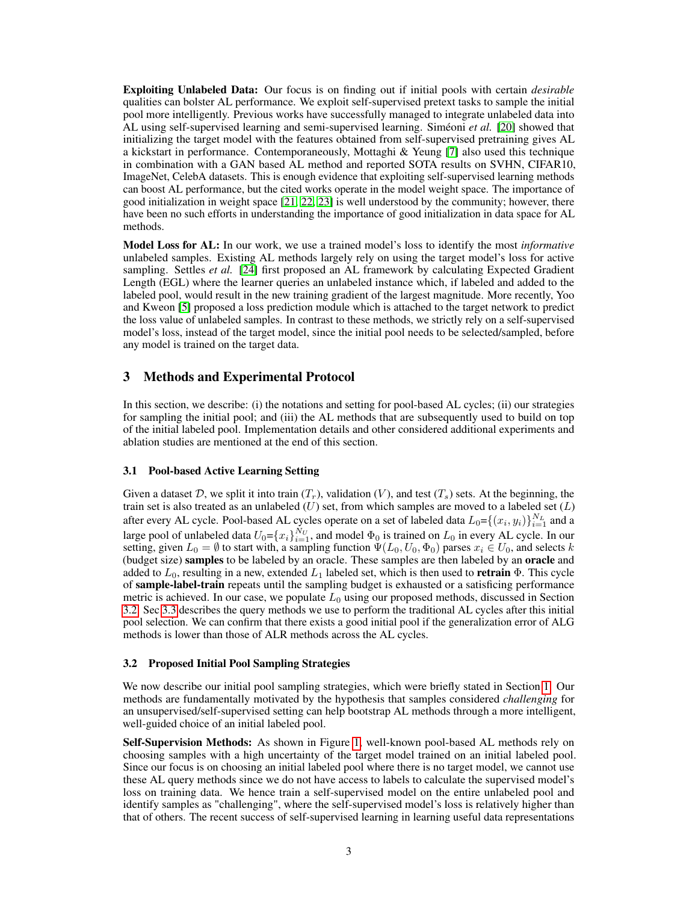**Exploiting Unlabeled Data:** Our focus is on finding out if initial pools with certain *desirable* qualities can bolster AL performance. We exploit self-supervised pretext tasks to sample the initial pool more intelligently. Previous works have successfully managed to integrate unlabeled data into AL using self-supervised learning and semi-supervised learning. Siméoni *et al.* [20] showed that initializing the target model with the features obtained from self-supervised pretraining gives AL a kickstart in performance. Contemporaneously, Mottaghi & Yeung [7] also used this technique in combination with a GAN based AL method and reported SOTA results on SVHN, CIFAR10, ImageNet, CelebA datasets. This is enough evidence that exploiting self-supervised learning methods can boost AL performance, but the cited works operate in the model weight space. The importance of good initialization in weight space [21, 22, 23] is well understood by the community; however, there have been no such efforts in understanding the importance of good initialization in data space for AL methods.

**Model Loss for AL:** In our work, we use a trained model's loss to identify the most *informative* unlabeled samples. Existing AL methods largely rely on using the target model's loss for active sampling. Settles *et al.* [24] first proposed an AL framework by calculating Expected Gradient Length (EGL) where the learner queries an unlabeled instance which, if labeled and added to the labeled pool, would result in the new training gradient of the largest magnitude. More recently, Yoo and Kweon [5] proposed a loss prediction module which is attached to the target network to predict the loss value of unlabeled samples. In contrast to these methods, we strictly rely on a self-supervised model's loss, instead of the target model, since the initial pool needs to be selected/sampled, before any model is trained on the target data.

## 3 Methods and Experimental Protocol

In this section, we describe: (i) the notations and setting for pool-based AL cycles; (ii) our strategies for sampling the initial pool; and (iii) the AL methods that are subsequently used to build on top of the initial labeled pool. Implementation details and other considered additional experiments and ablation studies are mentioned at the end of this section.

### 3.1 Pool-based Active Learning Setting

Given a dataset $\mathcal{D}$, we split it into train ($T_r$), validation ($V$), and test ($T_s$) sets. At the beginning, the train set is also treated as an unlabeled ($U$) set, from which samples are moved to a labeled set ($L$) after every AL cycle. Pool-based AL cycles operate on a set of labeled data $L_0$=$\{(x_i, y_i)\}_{i=1}^{N_L}$ and a large pool of unlabeled data $U_0$=$\{x_i\}_{i=1}^{N_U}$, and model $\Phi_0$ is trained on $L_0$ in every AL cycle. In our setting, given $L_0 = \emptyset$ to start with, a sampling function $\Psi(L_0, U_0, \Phi_0)$ parses $x_i \in U_0$, and selects $k$ (budget size) **samples** to be labeled by an oracle. These samples are then labeled by an **oracle** and added to $L_0$, resulting in a new, extended $L_1$ labeled set, which is then used to **retrain** $\Phi$. This cycle of **sample-label-train** repeats until the sampling budget is exhausted or a satisficing performance metric is achieved. In our case, we populate $L_0$ using our proposed methods, discussed in Section 3.2. Sec 3.3 describes the query methods we use to perform the traditional AL cycles after this initial pool selection. We can confirm that there exists a good initial pool if the generalization error of ALG methods is lower than those of ALR methods across the AL cycles.

### 3.2 Proposed Initial Pool Sampling Strategies

We now describe our initial pool sampling strategies, which were briefly stated in Section 1. Our methods are fundamentally motivated by the hypothesis that samples considered *challenging* for an unsupervised/self-supervised setting can help bootstrap AL methods through a more intelligent, well-guided choice of an initial labeled pool.

**Self-Supervision Methods:** As shown in Figure 1, well-known pool-based AL methods rely on choosing samples with a high uncertainty of the target model trained on an initial labeled pool. Since our focus is on choosing an initial labeled pool where there is no target model, we cannot use these AL query methods since we do not have access to labels to calculate the supervised model's loss on training data. We hence train a self-supervised model on the entire unlabeled pool and identify samples as "challenging", where the self-supervised model's loss is relatively higher than that of others. The recent success of self-supervised learning in learning useful data representations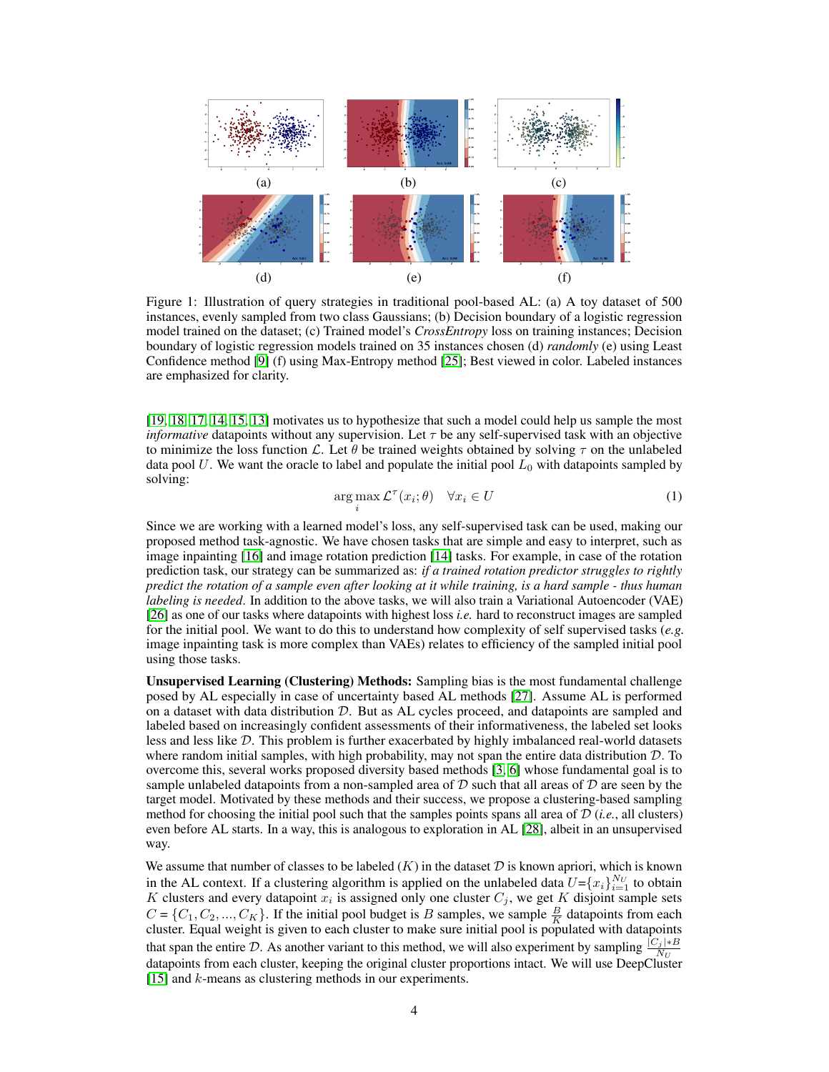(a) (b) (c)

(d) (e) (f)

Figure 1: Illustration of query strategies in traditional pool-based AL: (a) A toy dataset of 500 instances, evenly sampled from two class Gaussians; (b) Decision boundary of a logistic regression model trained on the dataset; (c) Trained model's *CrossEntropy* loss on training instances; Decision boundary of logistic regression models trained on 35 instances chosen (d) *randomly* (e) using Least Confidence method [9] (f) using Max-Entropy method [25]; Best viewed in color. Labeled instances are emphasized for clarity.

[19, 18, 17, 14, 15, 13] motivates us to hypothesize that such a model could help us sample the most *informative* datapoints without any supervision. Let $\tau$ be any self-supervised task with an objective to minimize the loss function $\mathcal{L}$. Let $\theta$ be trained weights obtained by solving $\tau$ on the unlabeled data pool $U$. We want the oracle to label and populate the initial pool $L_0$ with datapoints sampled by solving:

$$\arg\max_i \mathcal{L}^{\tau}(x_i; \theta) \quad \forall x_i \in U \tag{1}$$

Since we are working with a learned model's loss, any self-supervised task can be used, making our proposed method task-agnostic. We have chosen tasks that are simple and easy to interpret, such as image inpainting [16] and image rotation prediction [14] tasks. For example, in case of the rotation prediction task, our strategy can be summarized as: *if a trained rotation predictor struggles to rightly predict the rotation of a sample even after looking at it while training, is a hard sample - thus human labeling is needed*. In addition to the above tasks, we will also train a Variational Autoencoder (VAE) [26] as one of our tasks where datapoints with highest loss *i.e.* hard to reconstruct images are sampled for the initial pool. We want to do this to understand how complexity of self supervised tasks (*e.g.* image inpainting task is more complex than VAEs) relates to efficiency of the sampled initial pool using those tasks.

**Unsupervised Learning (Clustering) Methods:** Sampling bias is the most fundamental challenge posed by AL especially in case of uncertainty based AL methods [27]. Assume AL is performed on a dataset with data distribution $\mathcal{D}$. But as AL cycles proceed, and datapoints are sampled and labeled based on increasingly confident assessments of their informativeness, the labeled set looks less and less like $\mathcal{D}$. This problem is further exacerbated by highly imbalanced real-world datasets where random initial samples, with high probability, may not span the entire data distribution $\mathcal{D}$. To overcome this, several works proposed diversity based methods [3, 6] whose fundamental goal is to sample unlabeled datapoints from a non-sampled area of $\mathcal{D}$ such that all areas of $\mathcal{D}$ are seen by the target model. Motivated by these methods and their success, we propose a clustering-based sampling method for choosing the initial pool such that the samples points spans all area of $\mathcal{D}$ (*i.e.*, all clusters) even before AL starts. In a way, this is analogous to exploration in AL [28], albeit in an unsupervised way.

We assume that number of classes to be labeled ($K$) in the dataset $\mathcal{D}$ is known apriori, which is known in the AL context. If a clustering algorithm is applied on the unlabeled data $U$=$\{x_i\}_{i=1}^{N_U}$ to obtain $K$ clusters and every datapoint $x_i$ is assigned only one cluster $C_j$, we get $K$ disjoint sample sets $C = \{C_1, C_2, ..., C_K\}$. If the initial pool budget is $B$ samples, we sample $\frac{B}{K}$ datapoints from each cluster. Equal weight is given to each cluster to make sure initial pool is populated with datapoints that span the entire $\mathcal{D}$. As another variant to this method, we will also experiment by sampling $\frac{|C_j| * B}{N_U}$ datapoints from each cluster, keeping the original cluster proportions intact. We will use DeepCluster [15] and $k$-means as clustering methods in our experiments.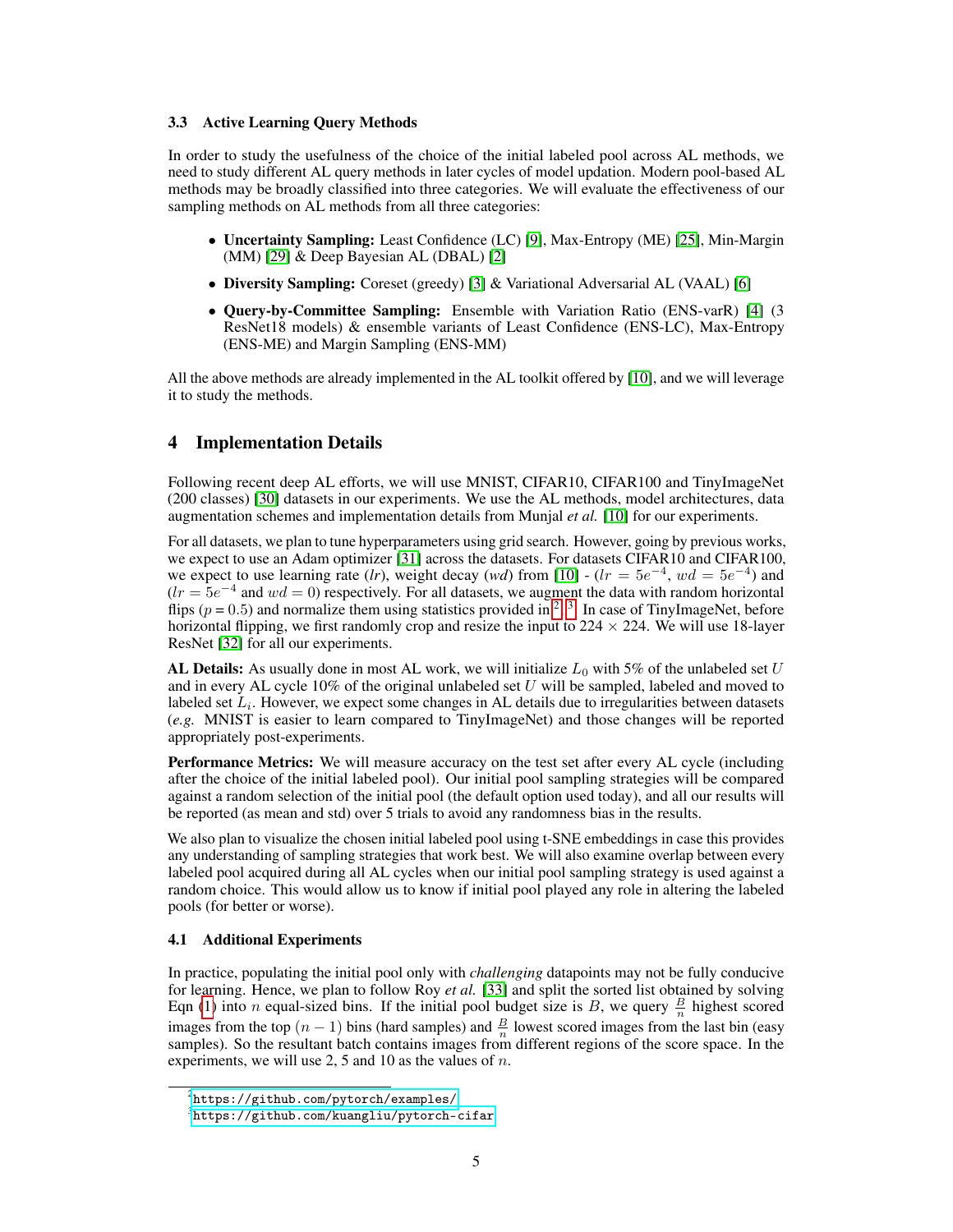### 3.3 Active Learning Query Methods

In order to study the usefulness of the choice of the initial labeled pool across AL methods, we need to study different AL query methods in later cycles of model updation. Modern pool-based AL methods may be broadly classified into three categories. We will evaluate the effectiveness of our sampling methods on AL methods from all three categories:

- **Uncertainty Sampling:** Least Confidence (LC) [9], Max-Entropy (ME) [25], Min-Margin (MM) [29] & Deep Bayesian AL (DBAL) [2]
- **Diversity Sampling:** Coreset (greedy) [3] & Variational Adversarial AL (VAAL) [6]
- **Query-by-Committee Sampling:** Ensemble with Variation Ratio (ENS-varR) [4] (3 ResNet18 models) & ensemble variants of Least Confidence (ENS-LC), Max-Entropy (ENS-ME) and Margin Sampling (ENS-MM)

All the above methods are already implemented in the AL toolkit offered by [10], and we will leverage it to study the methods.

## 4 Implementation Details

Following recent deep AL efforts, we will use MNIST, CIFAR10, CIFAR100 and TinyImageNet (200 classes) [30] datasets in our experiments. We use the AL methods, model architectures, data augmentation schemes and implementation details from Munjal *et al.* [10] for our experiments.

For all datasets, we plan to tune hyperparameters using grid search. However, going by previous works, we expect to use an Adam optimizer [31] across the datasets. For datasets CIFAR10 and CIFAR100, we expect to use learning rate (*lr*), weight decay (*wd*) from [10] - ($lr = 5e^{-4}$, $wd = 5e^{-4}$) and ($lr = 5e^{-4}$ and $wd = 0$) respectively. For all datasets, we augment the data with random horizontal flips ($p = 0.5$) and normalize them using statistics provided in [2] [3]. In case of TinyImageNet, before horizontal flipping, we first randomly crop and resize the input to $224 \times 224$. We will use 18-layer ResNet [32] for all our experiments.

**AL Details:** As usually done in most AL work, we will initialize $L_0$ with 5% of the unlabeled set $U$ and in every AL cycle 10% of the original unlabeled set $U$ will be sampled, labeled and moved to labeled set $L_i$. However, we expect some changes in AL details due to irregularities between datasets (*e.g.* MNIST is easier to learn compared to TinyImageNet) and those changes will be reported appropriately post-experiments.

**Performance Metrics:** We will measure accuracy on the test set after every AL cycle (including after the choice of the initial labeled pool). Our initial pool sampling strategies will be compared against a random selection of the initial pool (the default option used today), and all our results will be reported (as mean and std) over 5 trials to avoid any randomness bias in the results.

We also plan to visualize the chosen initial labeled pool using t-SNE embeddings in case this provides any understanding of sampling strategies that work best. We will also examine overlap between every labeled pool acquired during all AL cycles when our initial pool sampling strategy is used against a random choice. This would allow us to know if initial pool played any role in altering the labeled pools (for better or worse).

### 4.1 Additional Experiments

In practice, populating the initial pool only with *challenging* datapoints may not be fully conducive for learning. Hence, we plan to follow Roy *et al.* [33] and split the sorted list obtained by solving Eqn (1) into $n$ equal-sized bins. If the initial pool budget size is $B$, we query $\frac{B}{n}$ highest scored images from the top $(n-1)$ bins (hard samples) and $\frac{B}{n}$ lowest scored images from the last bin (easy samples). So the resultant batch contains images from different regions of the score space. In the experiments, we will use 2, 5 and 10 as the values of $n$.

[2] https://github.com/pytorch/examples/

[3] https://github.com/kuangliu/pytorch-cifar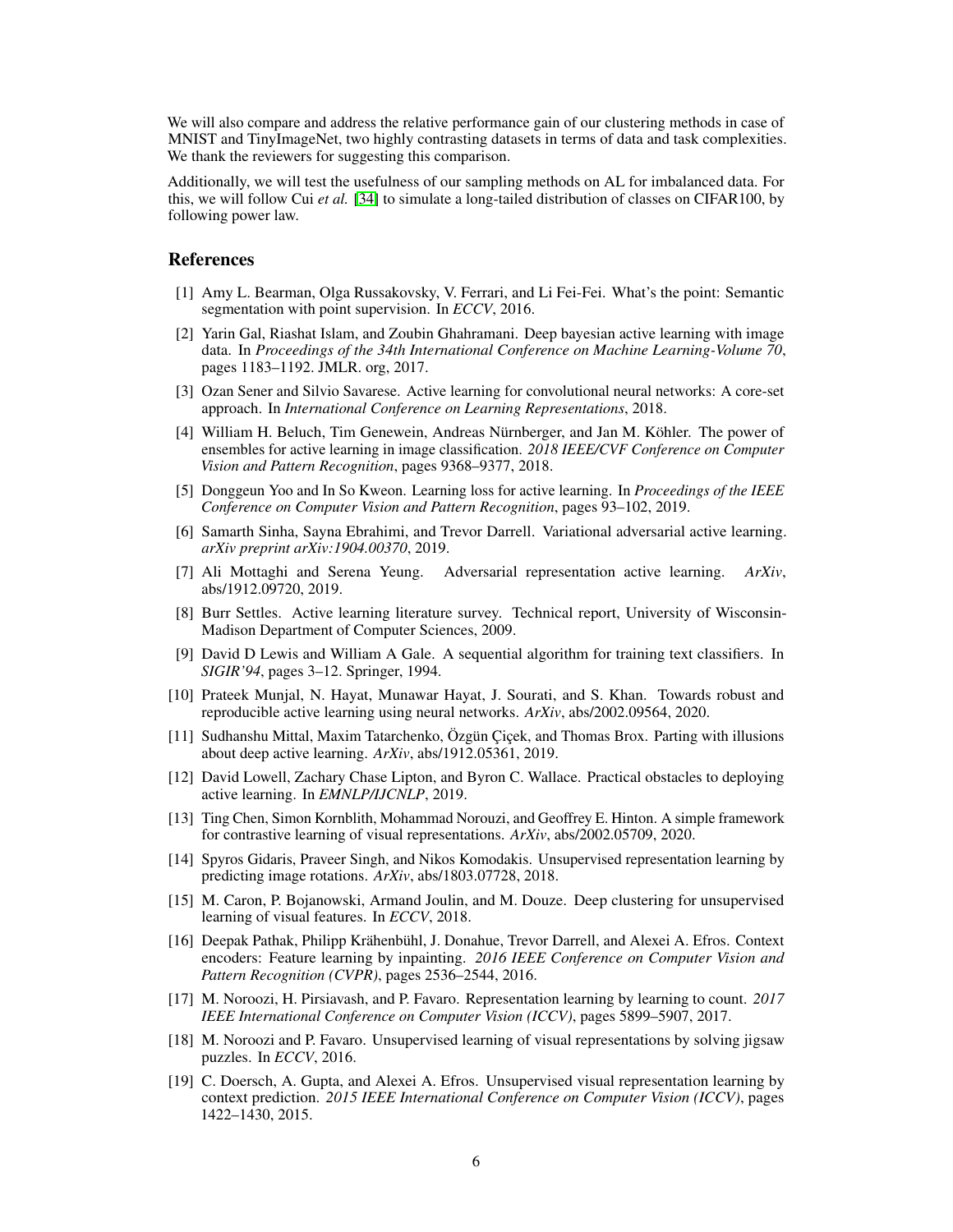We will also compare and address the relative performance gain of our clustering methods in case of MNIST and TinyImageNet, two highly contrasting datasets in terms of data and task complexities. We thank the reviewers for suggesting this comparison.

Additionally, we will test the usefulness of our sampling methods on AL for imbalanced data. For this, we will follow Cui *et al.* [34] to simulate a long-tailed distribution of classes on CIFAR100, by following power law.

## References

[1] Amy L. Bearman, Olga Russakovsky, V. Ferrari, and Li Fei-Fei. What's the point: Semantic segmentation with point supervision. In *ECCV*, 2016.

[2] Yarin Gal, Riashat Islam, and Zoubin Ghahramani. Deep bayesian active learning with image data. In *Proceedings of the 34th International Conference on Machine Learning-Volume 70*, pages 1183–1192. JMLR. org, 2017.

[3] Ozan Sener and Silvio Savarese. Active learning for convolutional neural networks: A core-set approach. In *International Conference on Learning Representations*, 2018.

[4] William H. Beluch, Tim Genewein, Andreas Nürnberger, and Jan M. Köhler. The power of ensembles for active learning in image classification. *2018 IEEE/CVF Conference on Computer Vision and Pattern Recognition*, pages 9368–9377, 2018.

[5] Donggeun Yoo and In So Kweon. Learning loss for active learning. In *Proceedings of the IEEE Conference on Computer Vision and Pattern Recognition*, pages 93–102, 2019.

[6] Samarth Sinha, Sayna Ebrahimi, and Trevor Darrell. Variational adversarial active learning. *arXiv preprint arXiv:1904.00370*, 2019.

[7] Ali Mottaghi and Serena Yeung. Adversarial representation active learning. *ArXiv*, abs/1912.09720, 2019.

[8] Burr Settles. Active learning literature survey. Technical report, University of Wisconsin-Madison Department of Computer Sciences, 2009.

[9] David D Lewis and William A Gale. A sequential algorithm for training text classifiers. In *SIGIR'94*, pages 3–12. Springer, 1994.

[10] Prateek Munjal, N. Hayat, Munawar Hayat, J. Sourati, and S. Khan. Towards robust and reproducible active learning using neural networks. *ArXiv*, abs/2002.09564, 2020.

[11] Sudhanshu Mittal, Maxim Tatarchenko, Özgün Çiçek, and Thomas Brox. Parting with illusions about deep active learning. *ArXiv*, abs/1912.05361, 2019.

[12] David Lowell, Zachary Chase Lipton, and Byron C. Wallace. Practical obstacles to deploying active learning. In *EMNLP/IJCNLP*, 2019.

[13] Ting Chen, Simon Kornblith, Mohammad Norouzi, and Geoffrey E. Hinton. A simple framework for contrastive learning of visual representations. *ArXiv*, abs/2002.05709, 2020.

[14] Spyros Gidaris, Praveer Singh, and Nikos Komodakis. Unsupervised representation learning by predicting image rotations. *ArXiv*, abs/1803.07728, 2018.

[15] M. Caron, P. Bojanowski, Armand Joulin, and M. Douze. Deep clustering for unsupervised learning of visual features. In *ECCV*, 2018.

[16] Deepak Pathak, Philipp Krähenbühl, J. Donahue, Trevor Darrell, and Alexei A. Efros. Context encoders: Feature learning by inpainting. *2016 IEEE Conference on Computer Vision and Pattern Recognition (CVPR)*, pages 2536–2544, 2016.

[17] M. Noroozi, H. Pirsiavash, and P. Favaro. Representation learning by learning to count. *2017 IEEE International Conference on Computer Vision (ICCV)*, pages 5899–5907, 2017.

[18] M. Noroozi and P. Favaro. Unsupervised learning of visual representations by solving jigsaw puzzles. In *ECCV*, 2016.

[19] C. Doersch, A. Gupta, and Alexei A. Efros. Unsupervised visual representation learning by context prediction. *2015 IEEE International Conference on Computer Vision (ICCV)*, pages 1422–1430, 2015.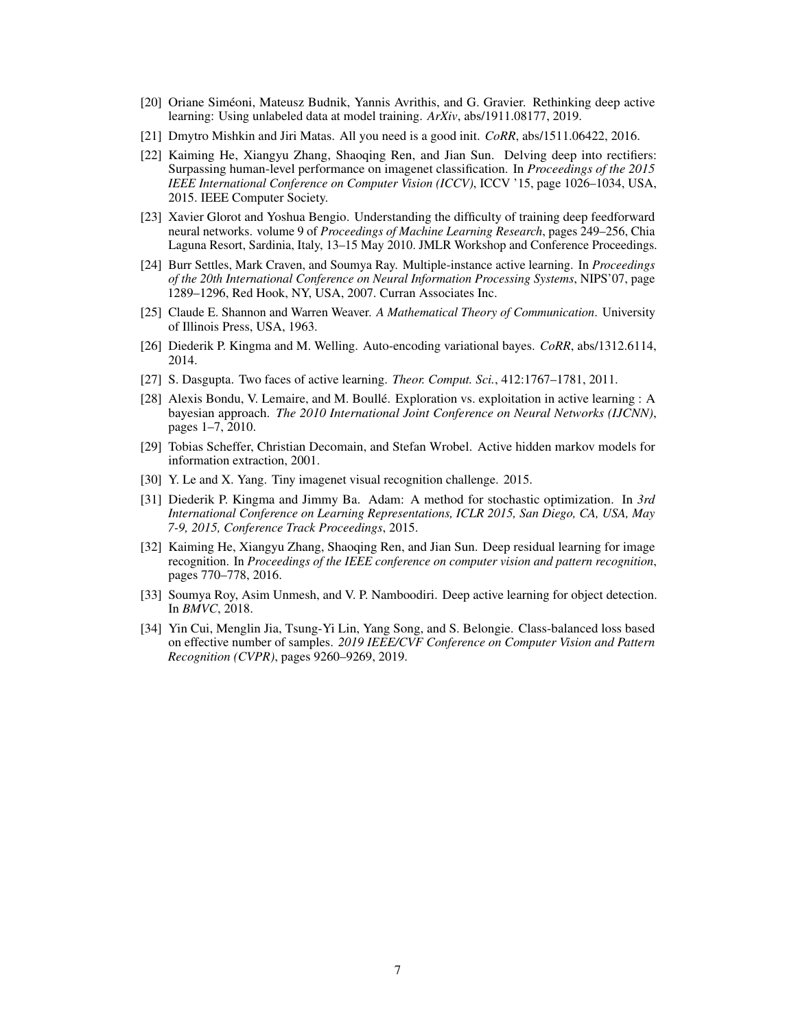[20] Oriane Siméoni, Mateusz Budnik, Yannis Avrithis, and G. Gravier. Rethinking deep active learning: Using unlabeled data at model training. *ArXiv*, abs/1911.08177, 2019.

[21] Dmytro Mishkin and Jiri Matas. All you need is a good init. *CoRR*, abs/1511.06422, 2016.

[22] Kaiming He, Xiangyu Zhang, Shaoqing Ren, and Jian Sun. Delving deep into rectifiers: Surpassing human-level performance on imagenet classification. In *Proceedings of the 2015 IEEE International Conference on Computer Vision (ICCV)*, ICCV '15, page 1026–1034, USA, 2015. IEEE Computer Society.

[23] Xavier Glorot and Yoshua Bengio. Understanding the difficulty of training deep feedforward neural networks. volume 9 of *Proceedings of Machine Learning Research*, pages 249–256, Chia Laguna Resort, Sardinia, Italy, 13–15 May 2010. JMLR Workshop and Conference Proceedings.

[24] Burr Settles, Mark Craven, and Soumya Ray. Multiple-instance active learning. In *Proceedings of the 20th International Conference on Neural Information Processing Systems*, NIPS'07, page 1289–1296, Red Hook, NY, USA, 2007. Curran Associates Inc.

[25] Claude E. Shannon and Warren Weaver. *A Mathematical Theory of Communication*. University of Illinois Press, USA, 1963.

[26] Diederik P. Kingma and M. Welling. Auto-encoding variational bayes. *CoRR*, abs/1312.6114, 2014.

[27] S. Dasgupta. Two faces of active learning. *Theor. Comput. Sci.*, 412:1767–1781, 2011.

[28] Alexis Bondu, V. Lemaire, and M. Boullé. Exploration vs. exploitation in active learning : A bayesian approach. *The 2010 International Joint Conference on Neural Networks (IJCNN)*, pages 1–7, 2010.

[29] Tobias Scheffer, Christian Decomain, and Stefan Wrobel. Active hidden markov models for information extraction, 2001.

[30] Y. Le and X. Yang. Tiny imagenet visual recognition challenge. 2015.

[31] Diederik P. Kingma and Jimmy Ba. Adam: A method for stochastic optimization. In *3rd International Conference on Learning Representations, ICLR 2015, San Diego, CA, USA, May 7-9, 2015, Conference Track Proceedings*, 2015.

[32] Kaiming He, Xiangyu Zhang, Shaoqing Ren, and Jian Sun. Deep residual learning for image recognition. In *Proceedings of the IEEE conference on computer vision and pattern recognition*, pages 770–778, 2016.

[33] Soumya Roy, Asim Unmesh, and V. P. Namboodiri. Deep active learning for object detection. In *BMVC*, 2018.

[34] Yin Cui, Menglin Jia, Tsung-Yi Lin, Yang Song, and S. Belongie. Class-balanced loss based on effective number of samples. *2019 IEEE/CVF Conference on Computer Vision and Pattern Recognition (CVPR)*, pages 9260–9269, 2019.